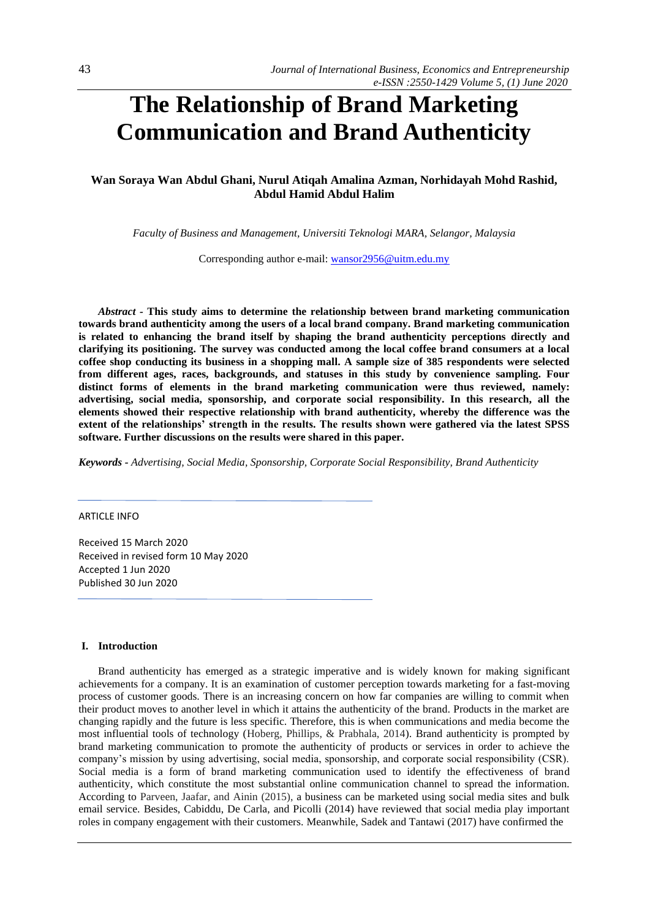# The Relationship of Brand Marketing Communication and Brand Authenticity

**Wan Soraya Wan Abdul Ghani, Nurul Atiqah Amalina Azman, Norhidayah Mohd Rashid, Abdul Hamid Abdul Halim**

*Faculty of Business and Management, Universiti Teknologi MARA, Selangor, Malaysia*

Corresponding author e-mail: wansor2956@uitm.edu.my

***Abstract*** - **This study aims to determine the relationship between brand marketing communication towards brand authenticity among the users of a local brand company. Brand marketing communication is related to enhancing the brand itself by shaping the brand authenticity perceptions directly and clarifying its positioning. The survey was conducted among the local coffee brand consumers at a local coffee shop conducting its business in a shopping mall. A sample size of 385 respondents were selected from different ages, races, backgrounds, and statuses in this study by convenience sampling. Four distinct forms of elements in the brand marketing communication were thus reviewed, namely: advertising, social media, sponsorship, and corporate social responsibility. In this research, all the elements showed their respective relationship with brand authenticity, whereby the difference was the extent of the relationships' strength in the results. The results shown were gathered via the latest SPSS software. Further discussions on the results were shared in this paper.**

***Keywords*** - *Advertising, Social Media, Sponsorship, Corporate Social Responsibility, Brand Authenticity*

ARTICLE INFO

Received 15 March 2020
Received in revised form 10 May 2020
Accepted 1 Jun 2020
Published 30 Jun 2020

## I. Introduction

Brand authenticity has emerged as a strategic imperative and is widely known for making significant achievements for a company. It is an examination of customer perception towards marketing for a fast-moving process of customer goods. There is an increasing concern on how far companies are willing to commit when their product moves to another level in which it attains the authenticity of the brand. Products in the market are changing rapidly and the future is less specific. Therefore, this is when communications and media become the most influential tools of technology (Hoberg, Phillips, & Prabhala, 2014). Brand authenticity is prompted by brand marketing communication to promote the authenticity of products or services in order to achieve the company's mission by using advertising, social media, sponsorship, and corporate social responsibility (CSR). Social media is a form of brand marketing communication used to identify the effectiveness of brand authenticity, which constitute the most substantial online communication channel to spread the information. According to Parveen, Jaafar, and Ainin (2015), a business can be marketed using social media sites and bulk email service. Besides, Cabiddu, De Carla, and Picolli (2014) have reviewed that social media play important roles in company engagement with their customers. Meanwhile, Sadek and Tantawi (2017) have confirmed the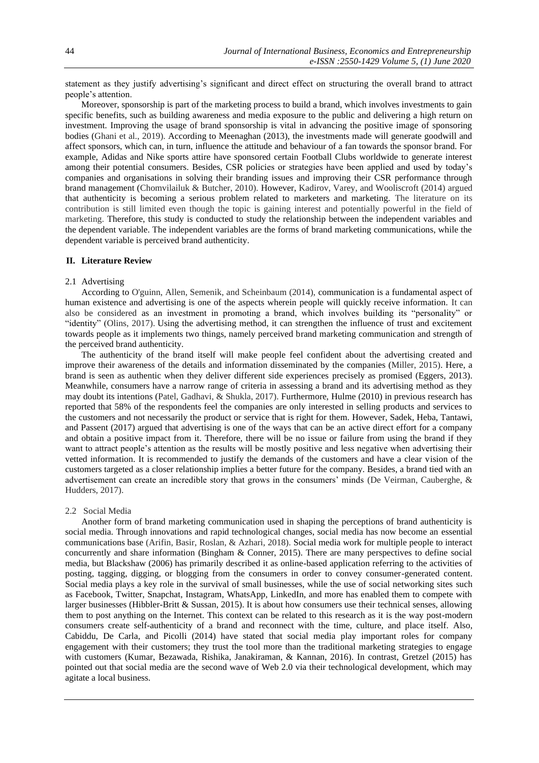statement as they justify advertising's significant and direct effect on structuring the overall brand to attract people's attention.

Moreover, sponsorship is part of the marketing process to build a brand, which involves investments to gain specific benefits, such as building awareness and media exposure to the public and delivering a high return on investment. Improving the usage of brand sponsorship is vital in advancing the positive image of sponsoring bodies (Ghani et al., 2019). According to Meenaghan (2013), the investments made will generate goodwill and affect sponsors, which can, in turn, influence the attitude and behaviour of a fan towards the sponsor brand. For example, Adidas and Nike sports attire have sponsored certain Football Clubs worldwide to generate interest among their potential consumers. Besides, CSR policies or strategies have been applied and used by today's companies and organisations in solving their branding issues and improving their CSR performance through brand management (Chomvilailuk & Butcher, 2010). However, Kadirov, Varey, and Wooliscroft (2014) argued that authenticity is becoming a serious problem related to marketers and marketing. The literature on its contribution is still limited even though the topic is gaining interest and potentially powerful in the field of marketing. Therefore, this study is conducted to study the relationship between the independent variables and the dependent variable. The independent variables are the forms of brand marketing communications, while the dependent variable is perceived brand authenticity.

## II. Literature Review

### 2.1 Advertising

According to O'guinn, Allen, Semenik, and Scheinbaum (2014), communication is a fundamental aspect of human existence and advertising is one of the aspects wherein people will quickly receive information. It can also be considered as an investment in promoting a brand, which involves building its "personality" or "identity" (Olins, 2017). Using the advertising method, it can strengthen the influence of trust and excitement towards people as it implements two things, namely perceived brand marketing communication and strength of the perceived brand authenticity.

The authenticity of the brand itself will make people feel confident about the advertising created and improve their awareness of the details and information disseminated by the companies (Miller, 2015). Here, a brand is seen as authentic when they deliver different side experiences precisely as promised (Eggers, 2013). Meanwhile, consumers have a narrow range of criteria in assessing a brand and its advertising method as they may doubt its intentions (Patel, Gadhavi, & Shukla, 2017). Furthermore, Hulme (2010) in previous research has reported that 58% of the respondents feel the companies are only interested in selling products and services to the customers and not necessarily the product or service that is right for them. However, Sadek, Heba, Tantawi, and Passent (2017) argued that advertising is one of the ways that can be an active direct effort for a company and obtain a positive impact from it. Therefore, there will be no issue or failure from using the brand if they want to attract people's attention as the results will be mostly positive and less negative when advertising their vetted information. It is recommended to justify the demands of the customers and have a clear vision of the customers targeted as a closer relationship implies a better future for the company. Besides, a brand tied with an advertisement can create an incredible story that grows in the consumers' minds (De Veirman, Cauberghe, & Hudders, 2017).

### 2.2 Social Media

Another form of brand marketing communication used in shaping the perceptions of brand authenticity is social media. Through innovations and rapid technological changes, social media has now become an essential communications base (Arifin, Basir, Roslan, & Azhari, 2018). Social media work for multiple people to interact concurrently and share information (Bingham & Conner, 2015). There are many perspectives to define social media, but Blackshaw (2006) has primarily described it as online-based application referring to the activities of posting, tagging, digging, or blogging from the consumers in order to convey consumer-generated content. Social media plays a key role in the survival of small businesses, while the use of social networking sites such as Facebook, Twitter, Snapchat, Instagram, WhatsApp, LinkedIn, and more has enabled them to compete with larger businesses (Hibbler-Britt & Sussan, 2015). It is about how consumers use their technical senses, allowing them to post anything on the Internet. This context can be related to this research as it is the way post-modern consumers create self-authenticity of a brand and reconnect with the time, culture, and place itself. Also, Cabiddu, De Carla, and Picolli (2014) have stated that social media play important roles for company engagement with their customers; they trust the tool more than the traditional marketing strategies to engage with customers (Kumar, Bezawada, Rishika, Janakiraman, & Kannan, 2016). In contrast, Gretzel (2015) has pointed out that social media are the second wave of Web 2.0 via their technological development, which may agitate a local business.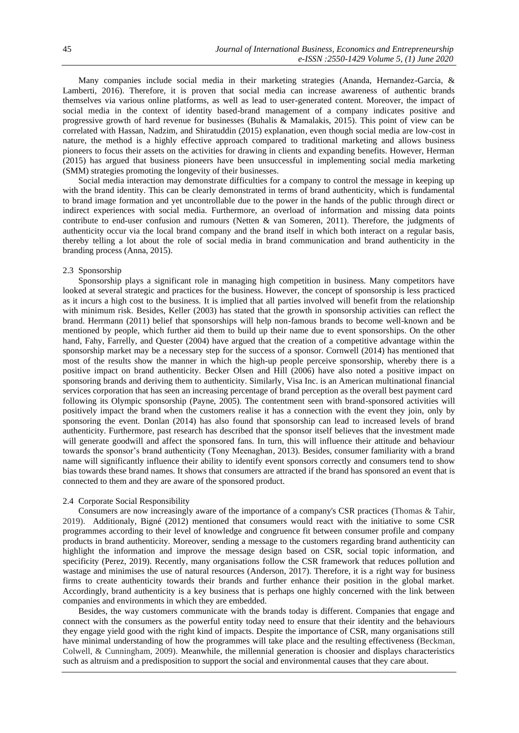Many companies include social media in their marketing strategies (Ananda, Hernandez-Garcia, & Lamberti, 2016). Therefore, it is proven that social media can increase awareness of authentic brands themselves via various online platforms, as well as lead to user-generated content. Moreover, the impact of social media in the context of identity based-brand management of a company indicates positive and progressive growth of hard revenue for businesses (Buhalis & Mamalakis, 2015). This point of view can be correlated with Hassan, Nadzim, and Shiratuddin (2015) explanation, even though social media are low-cost in nature, the method is a highly effective approach compared to traditional marketing and allows business pioneers to focus their assets on the activities for drawing in clients and expanding benefits. However, Herman (2015) has argued that business pioneers have been unsuccessful in implementing social media marketing (SMM) strategies promoting the longevity of their businesses.

Social media interaction may demonstrate difficulties for a company to control the message in keeping up with the brand identity. This can be clearly demonstrated in terms of brand authenticity, which is fundamental to brand image formation and yet uncontrollable due to the power in the hands of the public through direct or indirect experiences with social media. Furthermore, an overload of information and missing data points contribute to end-user confusion and rumours (Netten & van Someren, 2011). Therefore, the judgments of authenticity occur via the local brand company and the brand itself in which both interact on a regular basis, thereby telling a lot about the role of social media in brand communication and brand authenticity in the branding process (Anna, 2015).

### 2.3 Sponsorship

Sponsorship plays a significant role in managing high competition in business. Many competitors have looked at several strategic and practices for the business. However, the concept of sponsorship is less practiced as it incurs a high cost to the business. It is implied that all parties involved will benefit from the relationship with minimum risk. Besides, Keller (2003) has stated that the growth in sponsorship activities can reflect the brand. Herrmann (2011) belief that sponsorships will help non-famous brands to become well-known and be mentioned by people, which further aid them to build up their name due to event sponsorships. On the other hand, Fahy, Farrelly, and Quester (2004) have argued that the creation of a competitive advantage within the sponsorship market may be a necessary step for the success of a sponsor. Cornwell (2014) has mentioned that most of the results show the manner in which the high-up people perceive sponsorship, whereby there is a positive impact on brand authenticity. Becker Olsen and Hill (2006) have also noted a positive impact on sponsoring brands and deriving them to authenticity. Similarly, Visa Inc. is an American multinational financial services corporation that has seen an increasing percentage of brand perception as the overall best payment card following its Olympic sponsorship (Payne, 2005). The contentment seen with brand-sponsored activities will positively impact the brand when the customers realise it has a connection with the event they join, only by sponsoring the event. Donlan (2014) has also found that sponsorship can lead to increased levels of brand authenticity. Furthermore, past research has described that the sponsor itself believes that the investment made will generate goodwill and affect the sponsored fans. In turn, this will influence their attitude and behaviour towards the sponsor's brand authenticity (Tony Meenaghan, 2013). Besides, consumer familiarity with a brand name will significantly influence their ability to identify event sponsors correctly and consumers tend to show bias towards these brand names. It shows that consumers are attracted if the brand has sponsored an event that is connected to them and they are aware of the sponsored product.

### 2.4 Corporate Social Responsibility

Consumers are now increasingly aware of the importance of a company's CSR practices (Thomas & Tahir, 2019). Additionaly, Bigné (2012) mentioned that consumers would react with the initiative to some CSR programmes according to their level of knowledge and congruence fit between consumer profile and company products in brand authenticity. Moreover, sending a message to the customers regarding brand authenticity can highlight the information and improve the message design based on CSR, social topic information, and specificity (Perez, 2019). Recently, many organisations follow the CSR framework that reduces pollution and wastage and minimises the use of natural resources (Anderson, 2017). Therefore, it is a right way for business firms to create authenticity towards their brands and further enhance their position in the global market. Accordingly, brand authenticity is a key business that is perhaps one highly concerned with the link between companies and environments in which they are embedded.

Besides, the way customers communicate with the brands today is different. Companies that engage and connect with the consumers as the powerful entity today need to ensure that their identity and the behaviours they engage yield good with the right kind of impacts. Despite the importance of CSR, many organisations still have minimal understanding of how the programmes will take place and the resulting effectiveness (Beckman, Colwell, & Cunningham, 2009). Meanwhile, the millennial generation is choosier and displays characteristics such as altruism and a predisposition to support the social and environmental causes that they care about.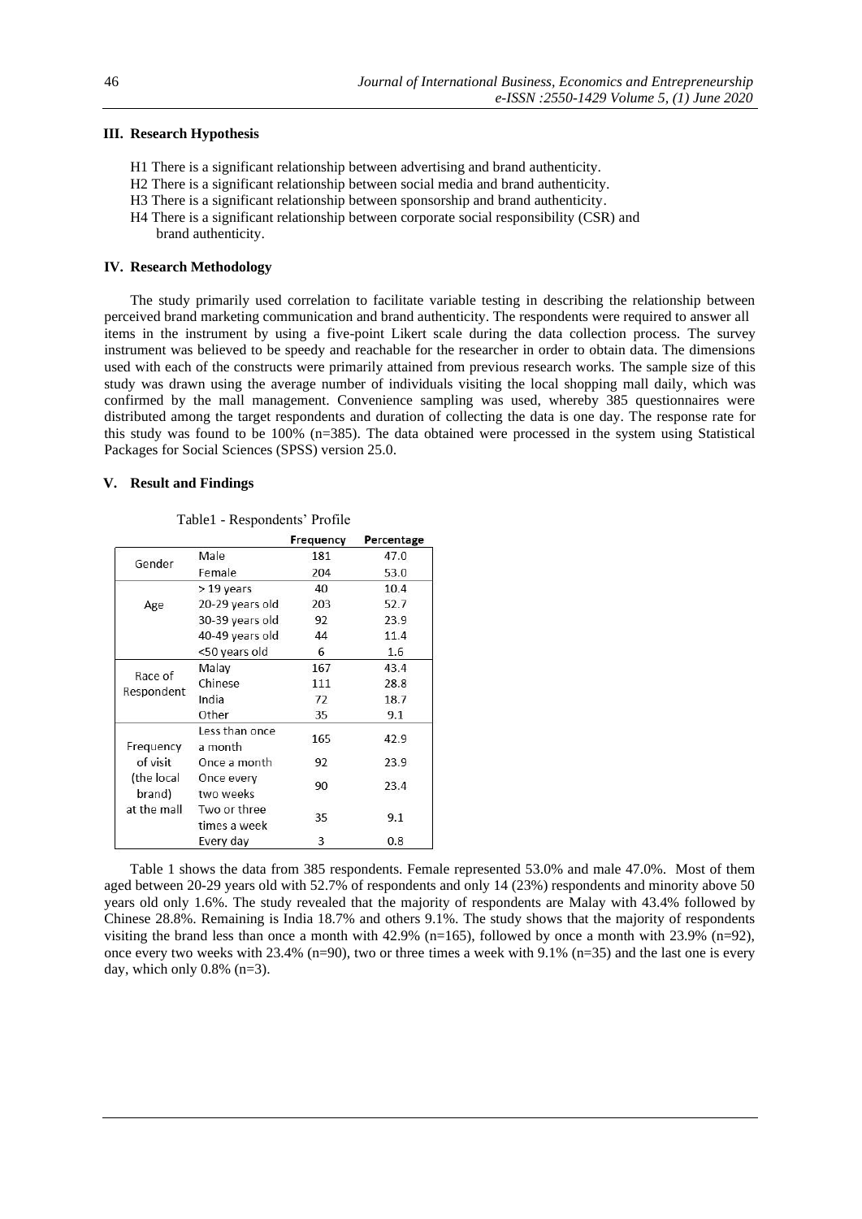### III. Research Hypothesis

H1 There is a significant relationship between advertising and brand authenticity.
H2 There is a significant relationship between social media and brand authenticity.
H3 There is a significant relationship between sponsorship and brand authenticity.
H4 There is a significant relationship between corporate social responsibility (CSR) and brand authenticity.

### IV. Research Methodology

The study primarily used correlation to facilitate variable testing in describing the relationship between perceived brand marketing communication and brand authenticity. The respondents were required to answer all items in the instrument by using a five-point Likert scale during the data collection process. The survey instrument was believed to be speedy and reachable for the researcher in order to obtain data. The dimensions used with each of the constructs were primarily attained from previous research works. The sample size of this study was drawn using the average number of individuals visiting the local shopping mall daily, which was confirmed by the mall management. Convenience sampling was used, whereby 385 questionnaires were distributed among the target respondents and duration of collecting the data is one day. The response rate for this study was found to be 100% (n=385). The data obtained were processed in the system using Statistical Packages for Social Sciences (SPSS) version 25.0.

### V. Result and Findings

Table1 - Respondents' Profile

| | | Frequency | Percentage |
|---|---|---|---|
| Gender | Male | 181 | 47.0 |
| | Female | 204 | 53.0 |
| Age | > 19 years | 40 | 10.4 |
| | 20-29 years old | 203 | 52.7 |
| | 30-39 years old | 92 | 23.9 |
| | 40-49 years old | 44 | 11.4 |
| | <50 years old | 6 | 1.6 |
| Race of Respondent | Malay | 167 | 43.4 |
| | Chinese | 111 | 28.8 |
| | India | 72 | 18.7 |
| | Other | 35 | 9.1 |
| Frequency of visit (the local brand) at the mall | Less than once a month | 165 | 42.9 |
| | Once a month | 92 | 23.9 |
| | Once every two weeks | 90 | 23.4 |
| | Two or three times a week | 35 | 9.1 |
| | Every day | 3 | 0.8 |

Table 1 shows the data from 385 respondents. Female represented 53.0% and male 47.0%. Most of them aged between 20-29 years old with 52.7% of respondents and only 14 (23%) respondents and minority above 50 years old only 1.6%. The study revealed that the majority of respondents are Malay with 43.4% followed by Chinese 28.8%. Remaining is India 18.7% and others 9.1%. The study shows that the majority of respondents visiting the brand less than once a month with 42.9% (n=165), followed by once a month with 23.9% (n=92), once every two weeks with 23.4% (n=90), two or three times a week with 9.1% (n=35) and the last one is every day, which only 0.8% (n=3).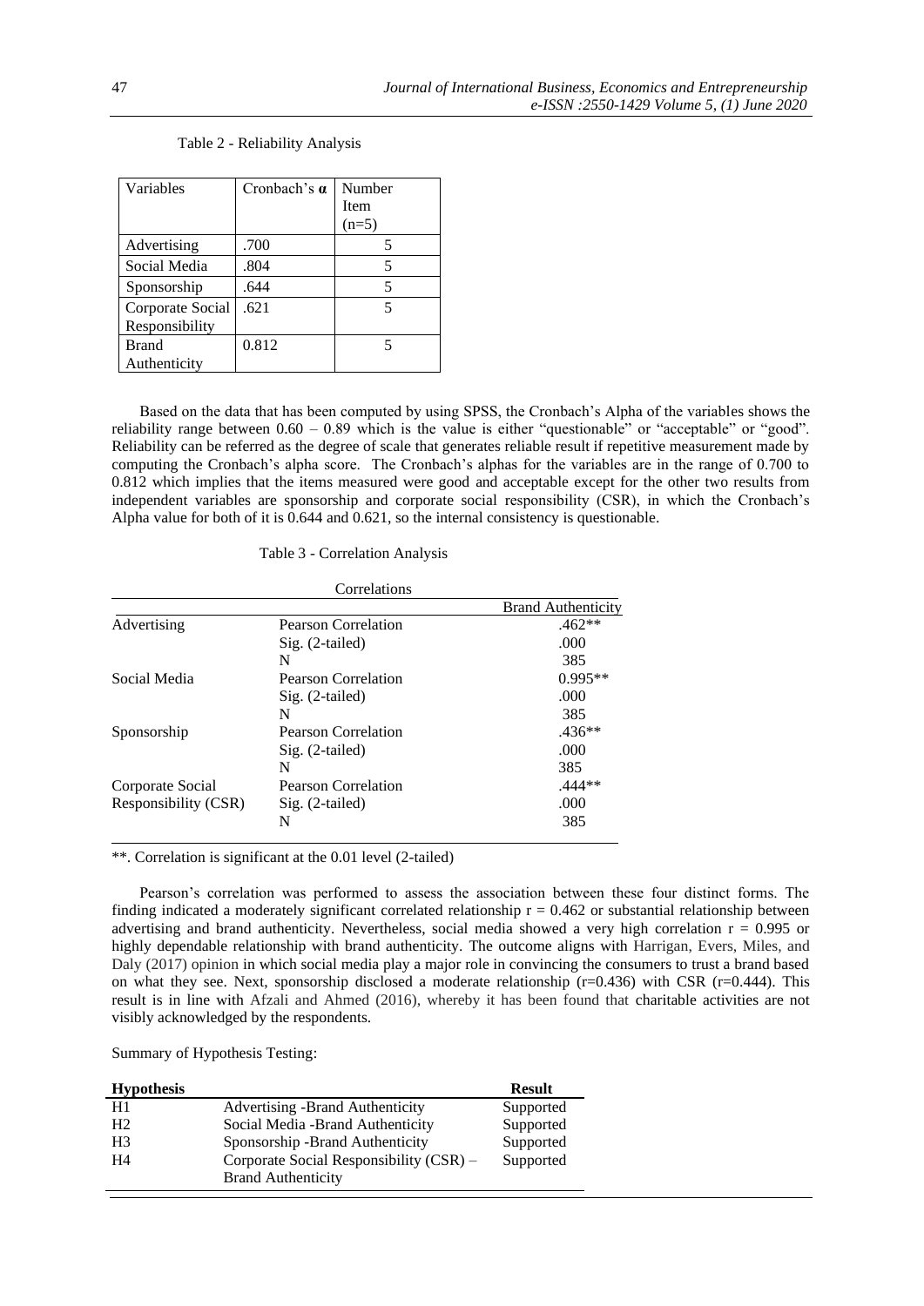Table 2 - Reliability Analysis

| Variables | Cronbach's α | Number Item (n=5) |
| --- | --- | --- |
| Advertising | .700 | 5 |
| Social Media | .804 | 5 |
| Sponsorship | .644 | 5 |
| Corporate Social Responsibility | .621 | 5 |
| Brand Authenticity | 0.812 | 5 |

Based on the data that has been computed by using SPSS, the Cronbach's Alpha of the variables shows the reliability range between 0.60 – 0.89 which is the value is either "questionable" or "acceptable" or "good". Reliability can be referred as the degree of scale that generates reliable result if repetitive measurement made by computing the Cronbach's alpha score. The Cronbach's alphas for the variables are in the range of 0.700 to 0.812 which implies that the items measured were good and acceptable except for the other two results from independent variables are sponsorship and corporate social responsibility (CSR), in which the Cronbach's Alpha value for both of it is 0.644 and 0.621, so the internal consistency is questionable.

Table 3 - Correlation Analysis

| Correlations | | |
| --- | --- | --- |
| | | Brand Authenticity |
| Advertising | Pearson Correlation | .462** |
| | Sig. (2-tailed) | .000 |
| | N | 385 |
| Social Media | Pearson Correlation | 0.995** |
| | Sig. (2-tailed) | .000 |
| | N | 385 |
| Sponsorship | Pearson Correlation | .436** |
| | Sig. (2-tailed) | .000 |
| | N | 385 |
| Corporate Social Responsibility (CSR) | Pearson Correlation | .444** |
| | Sig. (2-tailed) | .000 |
| | N | 385 |

**. Correlation is significant at the 0.01 level (2-tailed)

Pearson's correlation was performed to assess the association between these four distinct forms. The finding indicated a moderately significant correlated relationship $r = 0.462$ or substantial relationship between advertising and brand authenticity. Nevertheless, social media showed a very high correlation $r = 0.995$ or highly dependable relationship with brand authenticity. The outcome aligns with Harrigan, Evers, Miles, and Daly (2017) opinion in which social media play a major role in convincing the consumers to trust a brand based on what they see. Next, sponsorship disclosed a moderate relationship ($r=0.436$) with CSR ($r=0.444$). This result is in line with Afzali and Ahmed (2016), whereby it has been found that charitable activities are not visibly acknowledged by the respondents.

Summary of Hypothesis Testing:

| **Hypothesis** | | **Result** |
| --- | --- | --- |
| H1 | Advertising -Brand Authenticity | Supported |
| H2 | Social Media -Brand Authenticity | Supported |
| H3 | Sponsorship -Brand Authenticity | Supported |
| H4 | Corporate Social Responsibility (CSR) – Brand Authenticity | Supported |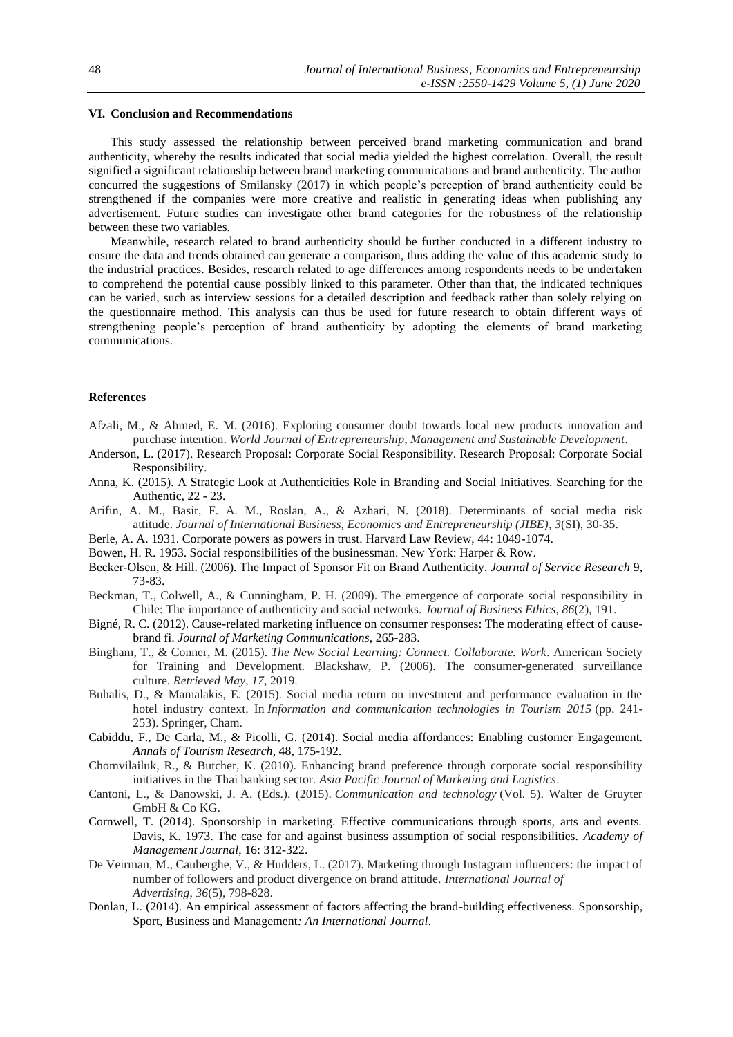## VI. Conclusion and Recommendations

This study assessed the relationship between perceived brand marketing communication and brand authenticity, whereby the results indicated that social media yielded the highest correlation. Overall, the result signified a significant relationship between brand marketing communications and brand authenticity. The author concurred the suggestions of Smilansky (2017) in which people's perception of brand authenticity could be strengthened if the companies were more creative and realistic in generating ideas when publishing any advertisement. Future studies can investigate other brand categories for the robustness of the relationship between these two variables.

Meanwhile, research related to brand authenticity should be further conducted in a different industry to ensure the data and trends obtained can generate a comparison, thus adding the value of this academic study to the industrial practices. Besides, research related to age differences among respondents needs to be undertaken to comprehend the potential cause possibly linked to this parameter. Other than that, the indicated techniques can be varied, such as interview sessions for a detailed description and feedback rather than solely relying on the questionnaire method. This analysis can thus be used for future research to obtain different ways of strengthening people's perception of brand authenticity by adopting the elements of brand marketing communications.

## References

Afzali, M., & Ahmed, E. M. (2016). Exploring consumer doubt towards local new products innovation and purchase intention. *World Journal of Entrepreneurship, Management and Sustainable Development*.

Anderson, L. (2017). Research Proposal: Corporate Social Responsibility. Research Proposal: Corporate Social Responsibility.

Anna, K. (2015). A Strategic Look at Authenticities Role in Branding and Social Initiatives. Searching for the Authentic, 22 - 23.

Arifin, A. M., Basir, F. A. M., Roslan, A., & Azhari, N. (2018). Determinants of social media risk attitude. *Journal of International Business, Economics and Entrepreneurship (JIBE)*, *3*(SI), 30-35.

Berle, A. A. 1931. Corporate powers as powers in trust. Harvard Law Review, 44: 1049-1074.

Bowen, H. R. 1953. Social responsibilities of the businessman. New York: Harper & Row.

Becker-Olsen, & Hill. (2006). The Impact of Sponsor Fit on Brand Authenticity. *Journal of Service Research* 9, 73-83.

Beckman, T., Colwell, A., & Cunningham, P. H. (2009). The emergence of corporate social responsibility in Chile: The importance of authenticity and social networks. *Journal of Business Ethics*, *86*(2), 191.

Bigné, R. C. (2012). Cause-related marketing influence on consumer responses: The moderating effect of cause-brand fi. *Journal of Marketing Communications*, 265-283.

Bingham, T., & Conner, M. (2015). *The New Social Learning: Connect. Collaborate. Work*. American Society for Training and Development. Blackshaw, P. (2006). The consumer-generated surveillance culture. *Retrieved May*, *17*, 2019.

Buhalis, D., & Mamalakis, E. (2015). Social media return on investment and performance evaluation in the hotel industry context. In *Information and communication technologies in Tourism 2015* (pp. 241-253). Springer, Cham.

Cabiddu, F., De Carla, M., & Picolli, G. (2014). Social media affordances: Enabling customer Engagement. *Annals of Tourism Research*, 48, 175-192.

Chomvilailuk, R., & Butcher, K. (2010). Enhancing brand preference through corporate social responsibility initiatives in the Thai banking sector. *Asia Pacific Journal of Marketing and Logistics*.

Cantoni, L., & Danowski, J. A. (Eds.). (2015). *Communication and technology* (Vol. 5). Walter de Gruyter GmbH & Co KG.

Cornwell, T. (2014). Sponsorship in marketing. Effective communications through sports, arts and events. Davis, K. 1973. The case for and against business assumption of social responsibilities. *Academy of Management Journal*, 16: 312-322.

De Veirman, M., Cauberghe, V., & Hudders, L. (2017). Marketing through Instagram influencers: the impact of number of followers and product divergence on brand attitude. *International Journal of Advertising*, *36*(5), 798-828.

Donlan, L. (2014). An empirical assessment of factors affecting the brand-building effectiveness. Sponsorship, Sport, Business and Management*: An International Journal*.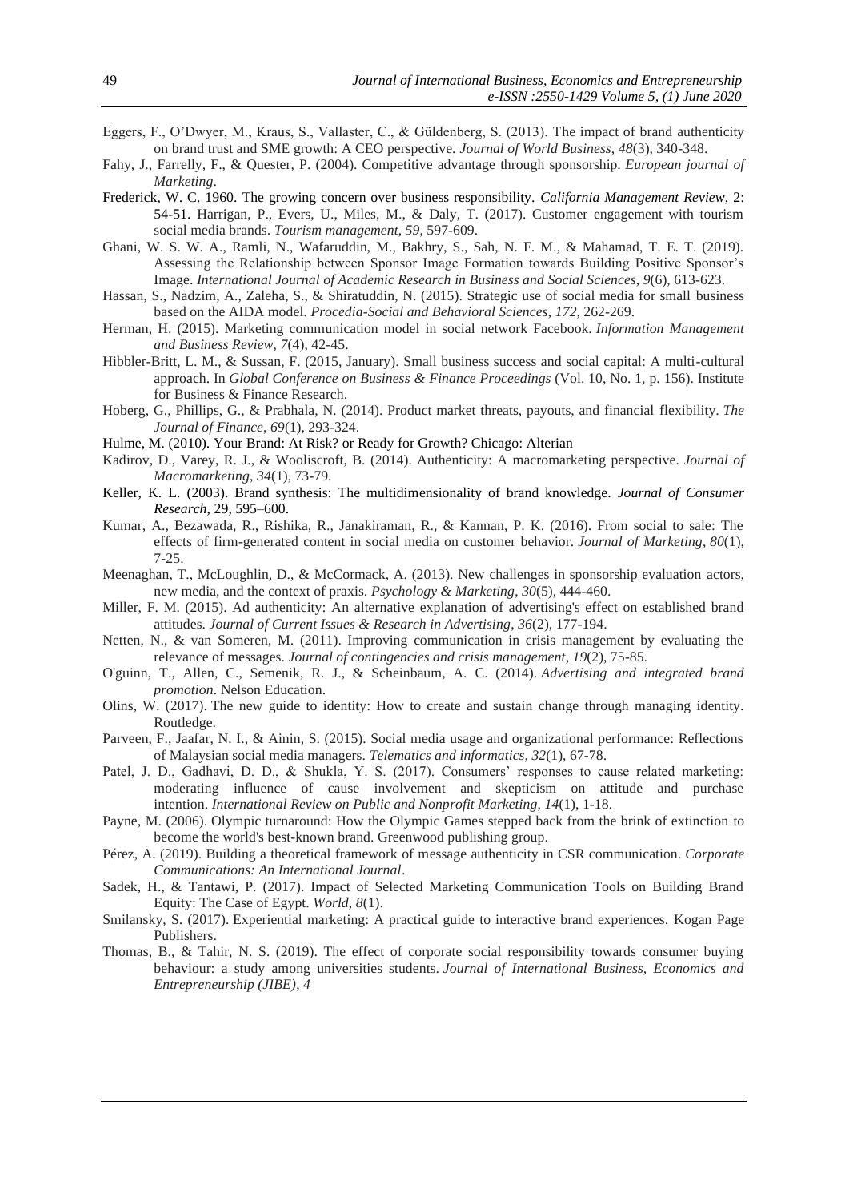Eggers, F., O'Dwyer, M., Kraus, S., Vallaster, C., & Güldenberg, S. (2013). The impact of brand authenticity on brand trust and SME growth: A CEO perspective. *Journal of World Business*, *48*(3), 340-348.

Fahy, J., Farrelly, F., & Quester, P. (2004). Competitive advantage through sponsorship. *European journal of Marketing*.

Frederick, W. C. 1960. The growing concern over business responsibility. *California Management Review*, 2: 54-51. Harrigan, P., Evers, U., Miles, M., & Daly, T. (2017). Customer engagement with tourism social media brands. *Tourism management*, *59*, 597-609.

Ghani, W. S. W. A., Ramli, N., Wafaruddin, M., Bakhry, S., Sah, N. F. M., & Mahamad, T. E. T. (2019). Assessing the Relationship between Sponsor Image Formation towards Building Positive Sponsor's Image. *International Journal of Academic Research in Business and Social Sciences*, *9*(6), 613-623.

Hassan, S., Nadzim, A., Zaleha, S., & Shiratuddin, N. (2015). Strategic use of social media for small business based on the AIDA model. *Procedia-Social and Behavioral Sciences*, *172*, 262-269.

Herman, H. (2015). Marketing communication model in social network Facebook. *Information Management and Business Review*, *7*(4), 42-45.

Hibbler-Britt, L. M., & Sussan, F. (2015, January). Small business success and social capital: A multi-cultural approach. In *Global Conference on Business & Finance Proceedings* (Vol. 10, No. 1, p. 156). Institute for Business & Finance Research.

Hoberg, G., Phillips, G., & Prabhala, N. (2014). Product market threats, payouts, and financial flexibility. *The Journal of Finance*, *69*(1), 293-324.

Hulme, M. (2010). Your Brand: At Risk? or Ready for Growth? Chicago: Alterian

Kadirov, D., Varey, R. J., & Wooliscroft, B. (2014). Authenticity: A macromarketing perspective. *Journal of Macromarketing*, *34*(1), 73-79.

Keller, K. L. (2003). Brand synthesis: The multidimensionality of brand knowledge. *Journal of Consumer Research*, 29, 595–600.

Kumar, A., Bezawada, R., Rishika, R., Janakiraman, R., & Kannan, P. K. (2016). From social to sale: The effects of firm-generated content in social media on customer behavior. *Journal of Marketing*, *80*(1), 7-25.

Meenaghan, T., McLoughlin, D., & McCormack, A. (2013). New challenges in sponsorship evaluation actors, new media, and the context of praxis. *Psychology & Marketing*, *30*(5), 444-460.

Miller, F. M. (2015). Ad authenticity: An alternative explanation of advertising's effect on established brand attitudes. *Journal of Current Issues & Research in Advertising*, *36*(2), 177-194.

Netten, N., & van Someren, M. (2011). Improving communication in crisis management by evaluating the relevance of messages. *Journal of contingencies and crisis management*, *19*(2), 75-85.

O'guinn, T., Allen, C., Semenik, R. J., & Scheinbaum, A. C. (2014). *Advertising and integrated brand promotion*. Nelson Education.

Olins, W. (2017). The new guide to identity: How to create and sustain change through managing identity. Routledge.

Parveen, F., Jaafar, N. I., & Ainin, S. (2015). Social media usage and organizational performance: Reflections of Malaysian social media managers. *Telematics and informatics*, *32*(1), 67-78.

Patel, J. D., Gadhavi, D. D., & Shukla, Y. S. (2017). Consumers' responses to cause related marketing: moderating influence of cause involvement and skepticism on attitude and purchase intention. *International Review on Public and Nonprofit Marketing*, *14*(1), 1-18.

Payne, M. (2006). Olympic turnaround: How the Olympic Games stepped back from the brink of extinction to become the world's best-known brand. Greenwood publishing group.

Pérez, A. (2019). Building a theoretical framework of message authenticity in CSR communication. *Corporate Communications: An International Journal*.

Sadek, H., & Tantawi, P. (2017). Impact of Selected Marketing Communication Tools on Building Brand Equity: The Case of Egypt. *World*, *8*(1).

Smilansky, S. (2017). Experiential marketing: A practical guide to interactive brand experiences. Kogan Page Publishers.

Thomas, B., & Tahir, N. S. (2019). The effect of corporate social responsibility towards consumer buying behaviour: a study among universities students. *Journal of International Business, Economics and Entrepreneurship (JIBE)*, *4*